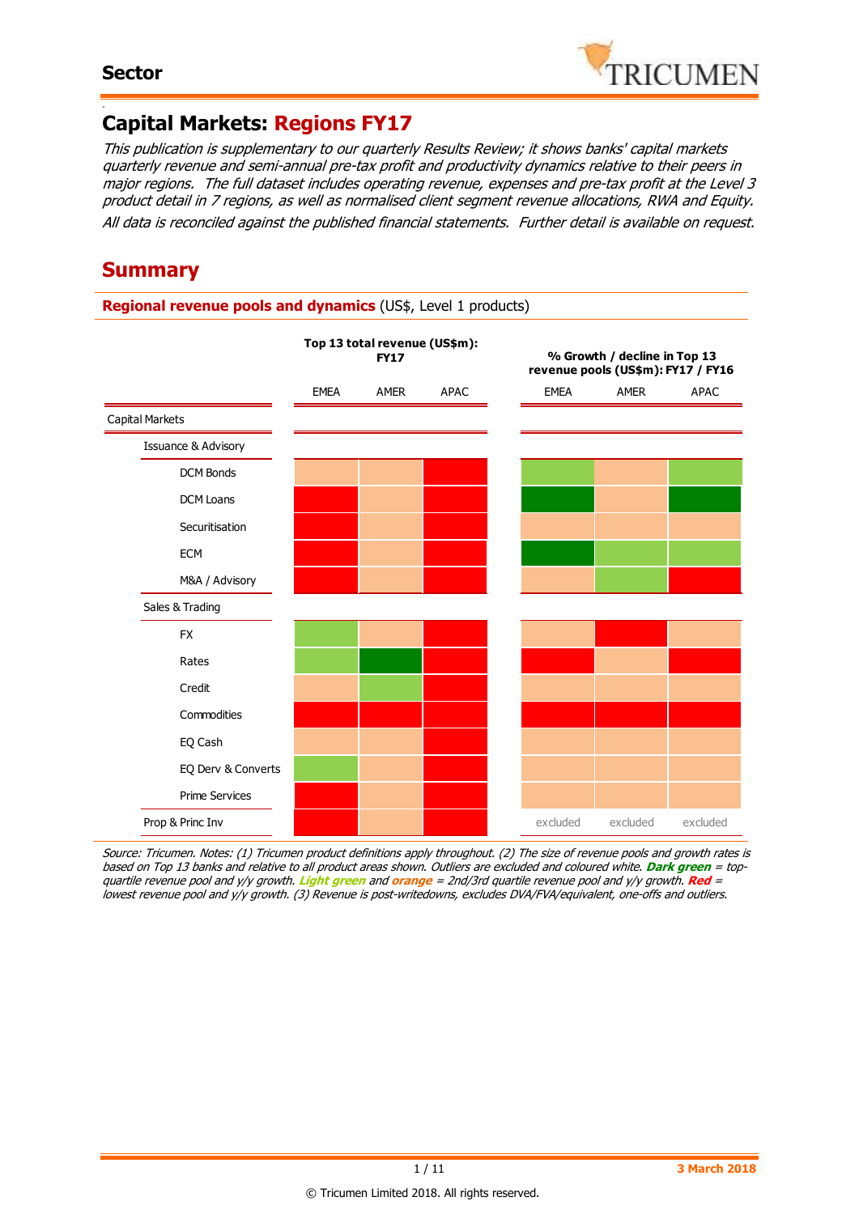Sector

# Capital Markets: Regions FY17

*This publication is supplementary to our quarterly Results Review; it shows banks' capital markets quarterly revenue and semi-annual pre-tax profit and productivity dynamics relative to their peers in major regions. The full dataset includes operating revenue, expenses and pre-tax profit at the Level 3 product detail in 7 regions, as well as normalised client segment revenue allocations, RWA and Equity. All data is reconciled against the published financial statements. Further detail is available on request.*

## Summary

**Regional revenue pools and dynamics** (US$, Level 1 products)

| | Top 13 total revenue (US$m): FY17 | | | % Growth / decline in Top 13 revenue pools (US$m): FY17 / FY16 | | |
|---|---|---|---|---|---|---|
| | EMEA | AMER | APAC | EMEA | AMER | APAC |
| **Capital Markets** | | | | | | |
| **Issuance & Advisory** | | | | | | |
| DCM Bonds | Orange | Orange | Red | Light green | Orange | Light green |
| DCM Loans | Red | Orange | Red | Dark green | Orange | Dark green |
| Securitisation | Red | Orange | Red | Orange | Orange | Orange |
| ECM | Red | Orange | Red | Dark green | Light green | Light green |
| M&A / Advisory | Red | Orange | Red | Orange | Light green | Red |
| **Sales & Trading** | | | | | | |
| FX | Light green | Orange | Red | Orange | Red | Orange |
| Rates | Light green | Dark green | Red | Red | Orange | Red |
| Credit | Orange | Light green | Red | Orange | Orange | Orange |
| Commodities | Red | Red | Red | Red | Red | Red |
| EQ Cash | Orange | Orange | Red | Orange | Orange | Orange |
| EQ Derv & Converts | Light green | Orange | Red | Orange | Orange | Orange |
| Prime Services | Red | Orange | Red | Orange | Orange | Orange |
| **Prop & Princ Inv** | Red | Orange | Red | excluded | excluded | excluded |

*Source: Tricumen. Notes: (1) Tricumen product definitions apply throughout. (2) The size of revenue pools and growth rates is based on Top 13 banks and relative to all product areas shown. Outliers are excluded and coloured white. **Dark green** = top-quartile revenue pool and y/y growth. **Light green** and **orange** = 2nd/3rd quartile revenue pool and y/y growth. **Red** = lowest revenue pool and y/y growth. (3) Revenue is post-writedowns, excludes DVA/FVA/equivalent, one-offs and outliers.*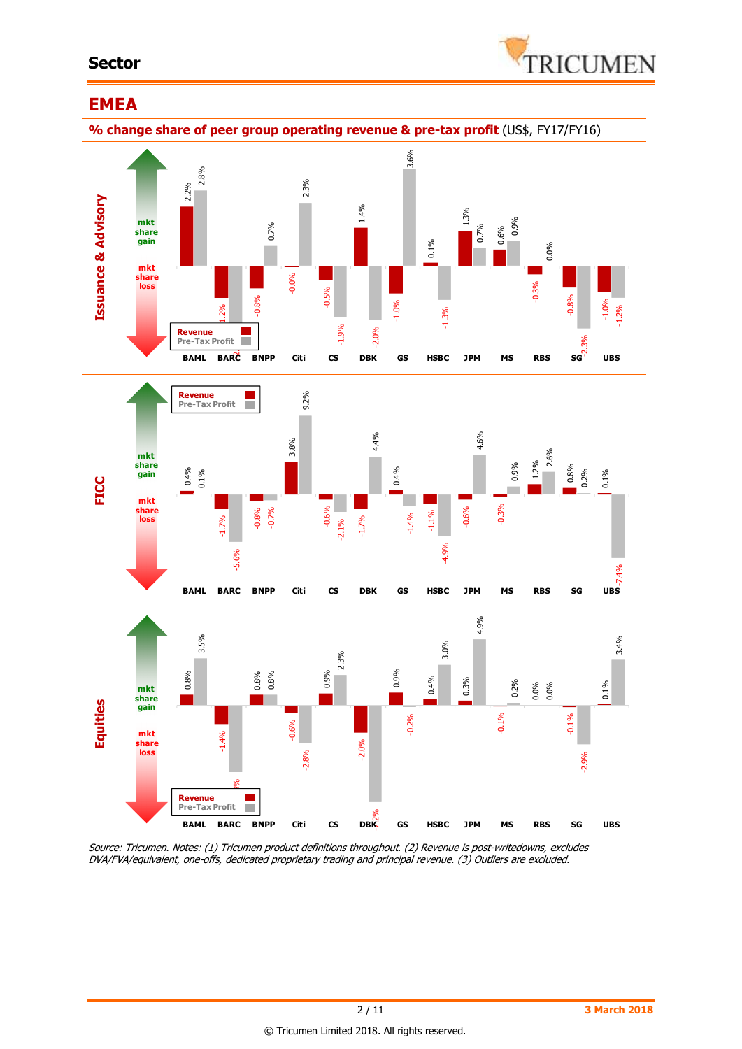## Sector

# EEMEA

**% change share of peer group operating revenue & pre-tax profit** (US$, FY17/FY16)

### Issuance & Advisory

| | BAML | BARC | BNPP | Citi | CS | DBK | GS | HSBC | JPM | MS | RBS | SG | UBS |
|---|---|---|---|---|---|---|---|---|---|---|---|---|---|
| Revenue | 2.2% | -1.2% | -0.8% | -0.0% | -0.5% | 1.4% | -1.0% | 0.1% | 1.3% | 0.6% | -0.3% | -0.8% | -1.0% |
| Pre-Tax Profit | 2.8% | | 0.7% | 2.3% | -1.9% | -2.0% | 3.6% | -1.3% | 0.7% | 0.9% | 0.0% | -2.3% | -1.2% |

### FICC

| | BAML | BARC | BNPP | Citi | CS | DBK | GS | HSBC | JPM | MS | RBS | SG | UBS |
|---|---|---|---|---|---|---|---|---|---|---|---|---|---|
| Revenue | 0.4% | -1.7% | -0.8% | 3.8% | -0.6% | -1.7% | 0.4% | -1.1% | -0.6% | -0.3% | 1.2% | 0.8% | 0.1% |
| Pre-Tax Profit | 0.1% | -5.6% | -0.7% | 9.2% | -2.1% | 4.4% | -1.4% | -4.9% | 4.6% | 0.9% | 2.6% | 0.2% | -7.4% |

### Equities

| | BAML | BARC | BNPP | Citi | CS | DBK | GS | HSBC | JPM | MS | RBS | SG | UBS |
|---|---|---|---|---|---|---|---|---|---|---|---|---|---|
| Revenue | 0.8% | -1.4% | 0.8% | -0.6% | 0.9% | -2.0% | 0.9% | 0.4% | 0.3% | -0.1% | 0.0% | -0.1% | 0.1% |
| Pre-Tax Profit | 3.5% | | 0.8% | -2.8% | 2.3% | | -0.2% | 3.0% | 4.9% | 0.2% | 0.0% | -2.9% | 3.4% |

*Source: Tricumen. Notes: (1) Tricumen product definitions throughout. (2) Revenue is post-writedowns, excludes DVA/FVA/equivalent, one-offs, dedicated proprietary trading and principal revenue. (3) Outliers are excluded.*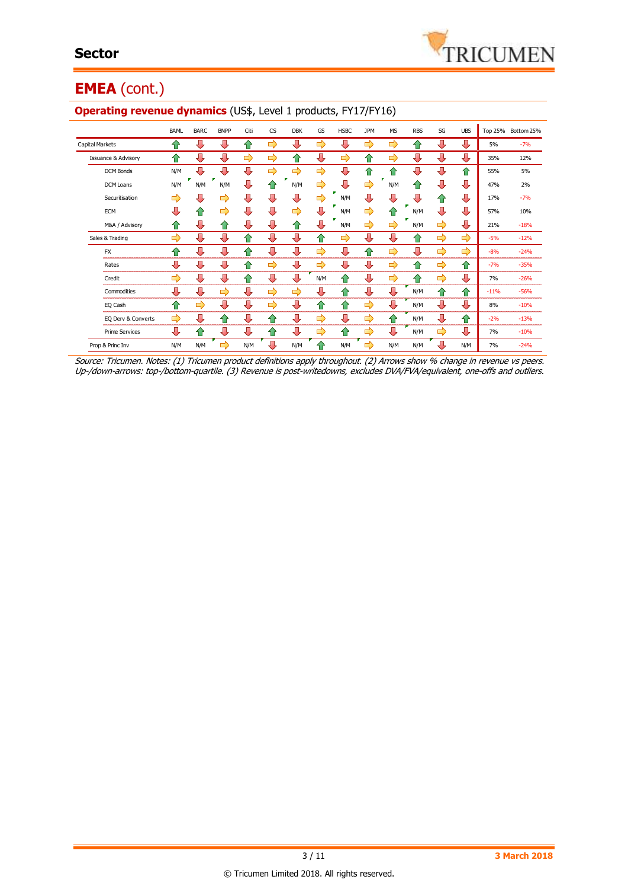## EMEA (cont.)

### Operating revenue dynamics (US$, Level 1 products, FY17/FY16)

| | BAML | BARC | BNPP | Citi | CS | DBK | GS | HSBC | JPM | MS | RBS | SG | UBS | Top 25% | Bottom 25% |
|---|---|---|---|---|---|---|---|---|---|---|---|---|---|---|---|
| Capital Markets | ⇧ | ⇩ | ⇩ | ⇧ | ⇨ | ⇩ | ⇨ | ⇩ | ⇨ | ⇨ | ⇧ | ⇩ | ⇩ | 5% | -7% |
| Issuance & Advisory | ⇧ | ⇩ | ⇩ | ⇨ | ⇨ | ⇧ | ⇩ | ⇨ | ⇧ | ⇨ | ⇩ | ⇩ | ⇩ | 35% | 12% |
| DCM Bonds | N/M | ⇩ | ⇩ | ⇩ | ⇨ | ⇨ | ⇨ | ⇩ | ⇧ | ⇧ | ⇩ | ⇩ | ⇧ | 55% | 5% |
| DCM Loans | N/M | N/M | N/M | ⇩ | ⇧ | N/M | ⇨ | ⇩ | ⇨ | N/M | ⇧ | ⇩ | ⇩ | 47% | 2% |
| Securitisation | ⇨ | ⇩ | ⇨ | ⇩ | ⇩ | ⇩ | ⇨ | N/M | ⇩ | ⇩ | ⇩ | ⇧ | ⇩ | 17% | -7% |
| ECM | ⇩ | ⇧ | ⇨ | ⇩ | ⇩ | ⇨ | ⇩ | N/M | ⇨ | ⇧ | N/M | ⇩ | ⇩ | 57% | 10% |
| M&A / Advisory | ⇧ | ⇩ | ⇧ | ⇩ | ⇩ | ⇧ | ⇩ | N/M | ⇨ | ⇨ | N/M | ⇨ | ⇩ | 21% | -18% |
| Sales & Trading | ⇨ | ⇩ | ⇩ | ⇧ | ⇩ | ⇩ | ⇧ | ⇨ | ⇩ | ⇩ | ⇧ | ⇨ | ⇨ | -5% | -12% |
| FX | ⇧ | ⇩ | ⇩ | ⇧ | ⇩ | ⇩ | ⇨ | ⇩ | ⇧ | ⇨ | ⇩ | ⇨ | ⇨ | -8% | -24% |
| Rates | ⇩ | ⇩ | ⇩ | ⇧ | ⇨ | ⇩ | ⇨ | ⇩ | ⇩ | ⇨ | ⇧ | ⇨ | ⇧ | -7% | -35% |
| Credit | ⇨ | ⇩ | ⇩ | ⇧ | ⇩ | ⇩ | N/M | ⇧ | ⇩ | ⇨ | ⇧ | ⇨ | ⇩ | 7% | -26% |
| Commodities | ⇩ | ⇩ | ⇨ | ⇩ | ⇨ | ⇨ | ⇩ | ⇧ | ⇩ | ⇩ | N/M | ⇧ | ⇧ | -11% | -56% |
| EQ Cash | ⇧ | ⇨ | ⇩ | ⇩ | ⇨ | ⇩ | ⇧ | ⇧ | ⇨ | ⇩ | N/M | ⇩ | ⇩ | 8% | -10% |
| EQ Derv & Converts | ⇨ | ⇩ | ⇧ | ⇩ | ⇧ | ⇩ | ⇨ | ⇩ | ⇨ | ⇧ | N/M | ⇩ | ⇧ | -2% | -13% |
| Prime Services | ⇩ | ⇧ | ⇩ | ⇩ | ⇧ | ⇩ | ⇨ | ⇧ | ⇨ | ⇩ | N/M | ⇨ | ⇩ | 7% | -10% |
| Prop & Princ Inv | N/M | N/M | ⇨ | N/M | ⇩ | N/M | ⇧ | N/M | ⇨ | N/M | N/M | ⇩ | N/M | 7% | -24% |

*Source: Tricumen. Notes: (1) Tricumen product definitions apply throughout. (2) Arrows show % change in revenue vs peers. Up-/down-arrows: top-/bottom-quartile. (3) Revenue is post-writedowns, excludes DVA/FVA/equivalent, one-offs and outliers.*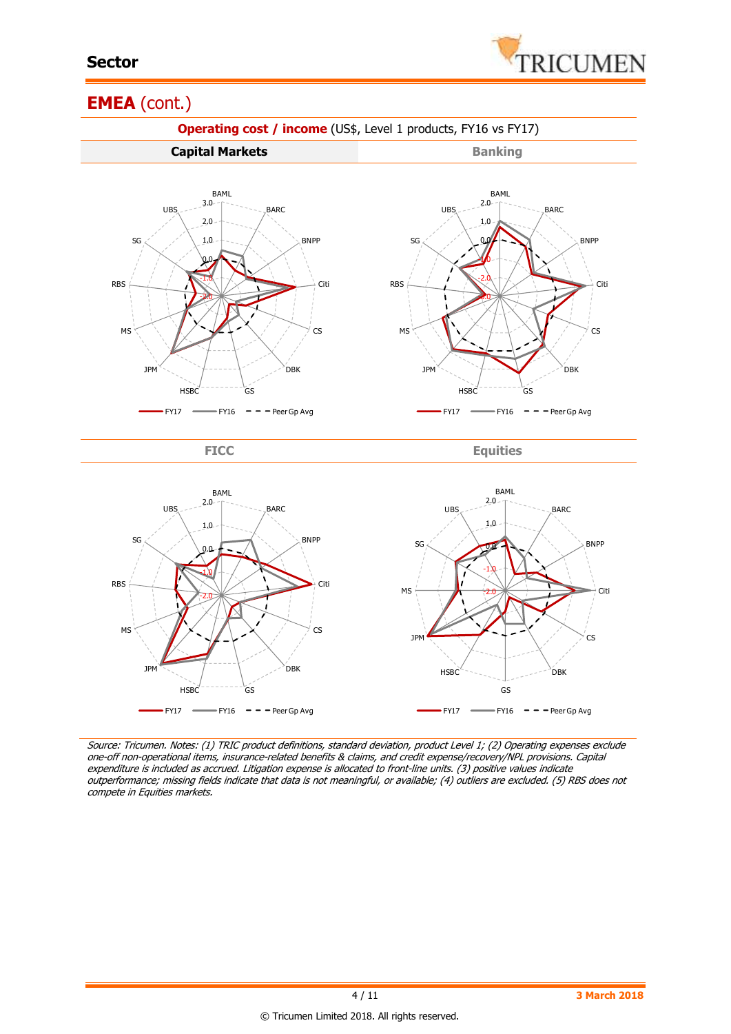## EMEA (cont.)

**Operating cost / income** (US$, Level 1 products, FY16 vs FY17)

### Capital Markets

BAML, BARC, BNPP, Citi, CS, DBK, GS, HSBC, JPM, MS, RBS, SG, UBS

3.0, 2.0, 1.0, 0.0, -1.0, -2.0

FY17 — FY16 — Peer Gp Avg

### Banking

BAML, BARC, BNPP, Citi, CS, DBK, GS, HSBC, JPM, MS, RBS, SG, UBS

2.0, 1.0, 0.0, -1.0, -2.0, -3.0

FY17 — FY16 — Peer Gp Avg

### FICC

BAML, BARC, BNPP, Citi, CS, DBK, GS, HSBC, JPM, MS, RBS, SG, UBS

2.0, 1.0, 0.0, -1.0, -2.0

FY17 — FY16 — Peer Gp Avg

### Equities

BAML, BARC, BNPP, Citi, CS, DBK, GS, HSBC, JPM, MS, SG, UBS

2.0, 1.0, 0.0, -1.0, -2.0

FY17 — FY16 — Peer Gp Avg

*Source: Tricumen. Notes: (1) TRIC product definitions, standard deviation, product Level 1; (2) Operating expenses exclude one-off non-operational items, insurance-related benefits & claims, and credit expense/recovery/NPL provisions. Capital expenditure is included as accrued. Litigation expense is allocated to front-line units. (3) positive values indicate outperformance; missing fields indicate that data is not meaningful, or available; (4) outliers are excluded. (5) RBS does not compete in Equities markets.*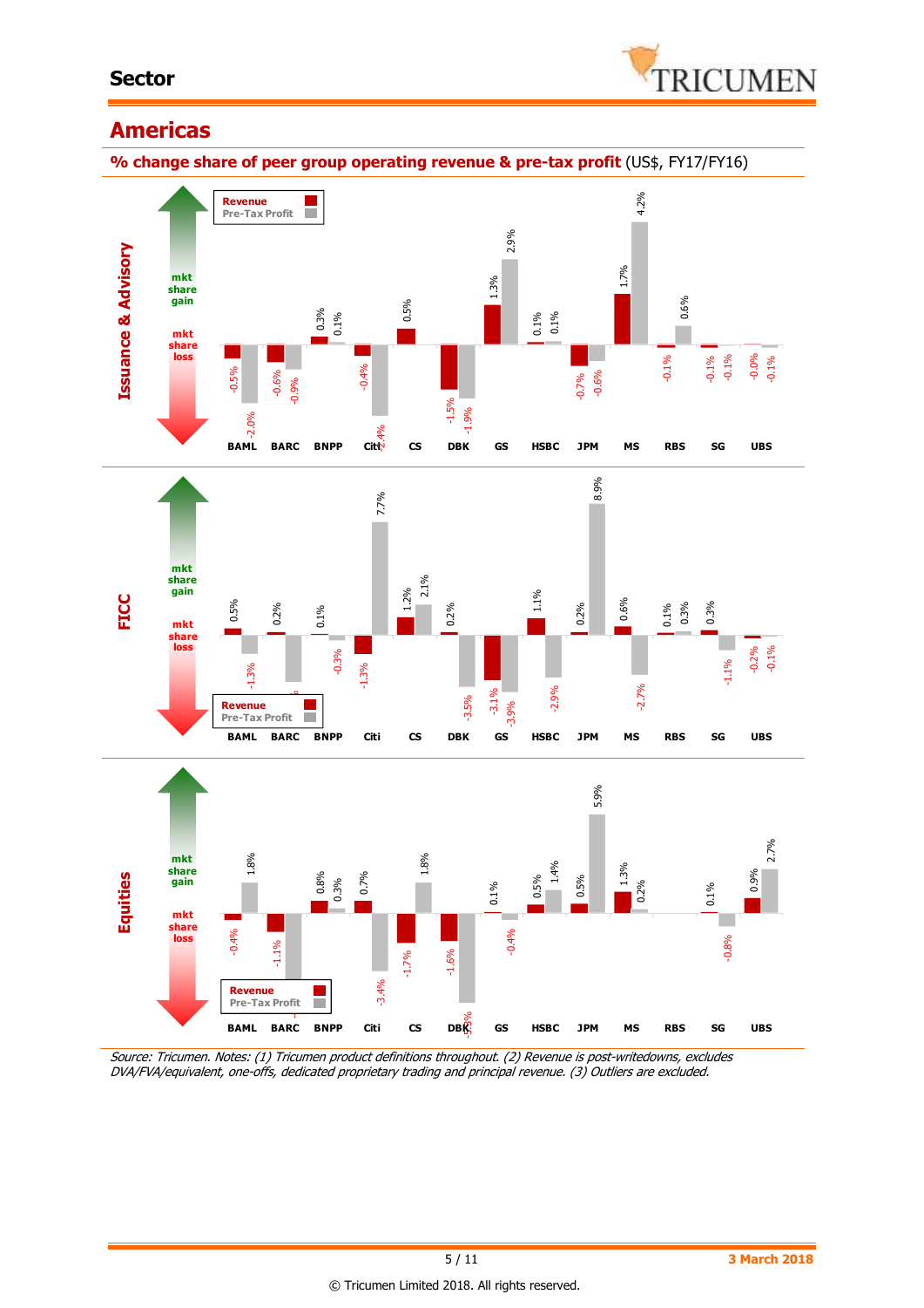## Americas

**% change share of peer group operating revenue & pre-tax profit** (US$, FY17/FY16)

**Issuance & Advisory**

| | BAML | BARC | BNPP | Citi | CS | DBK | GS | HSBC | JPM | MS | RBS | SG | UBS |
|---|---|---|---|---|---|---|---|---|---|---|---|---|---|
| Revenue | -0.5% | -0.6% | 0.3% | -0.4% | 0.5% | -1.5% | 1.3% | 0.1% | -0.7% | 1.7% | -0.1% | -0.1% | -0.0% |
| Pre-Tax Profit | -2.0% | -0.9% | 0.1% | -2.4% | | -1.9% | 2.9% | 0.1% | -0.6% | 4.2% | 0.6% | -0.1% | -0.1% |

**FICC**

| | BAML | BARC | BNPP | Citi | CS | DBK | GS | HSBC | JPM | MS | RBS | SG | UBS |
|---|---|---|---|---|---|---|---|---|---|---|---|---|---|
| Revenue | 0.5% | 0.2% | 0.1% | -1.3% | 1.2% | 0.2% | -3.1% | 1.1% | 0.2% | 0.6% | 0.1% | 0.3% | -0.2% |
| Pre-Tax Profit | -1.3% | | -0.3% | 7.7% | 2.1% | -3.5% | -3.9% | -2.9% | 8.9% | -2.7% | 0.3% | -1.1% | -0.1% |

**Equities**

| | BAML | BARC | BNPP | Citi | CS | DBK | GS | HSBC | JPM | MS | RBS | SG | UBS |
|---|---|---|---|---|---|---|---|---|---|---|---|---|---|
| Revenue | -0.4% | -1.1% | 0.8% | 0.7% | -1.7% | -1.6% | 0.1% | 0.5% | 0.5% | 1.3% | | 0.1% | 0.9% |
| Pre-Tax Profit | 1.8% | | 0.3% | -3.4% | 1.8% | | -0.4% | 1.4% | 5.9% | 0.2% | | -0.8% | 2.7% |

*Source: Tricumen. Notes: (1) Tricumen product definitions throughout. (2) Revenue is post-writedowns, excludes DVA/FVA/equivalent, one-offs, dedicated proprietary trading and principal revenue. (3) Outliers are excluded.*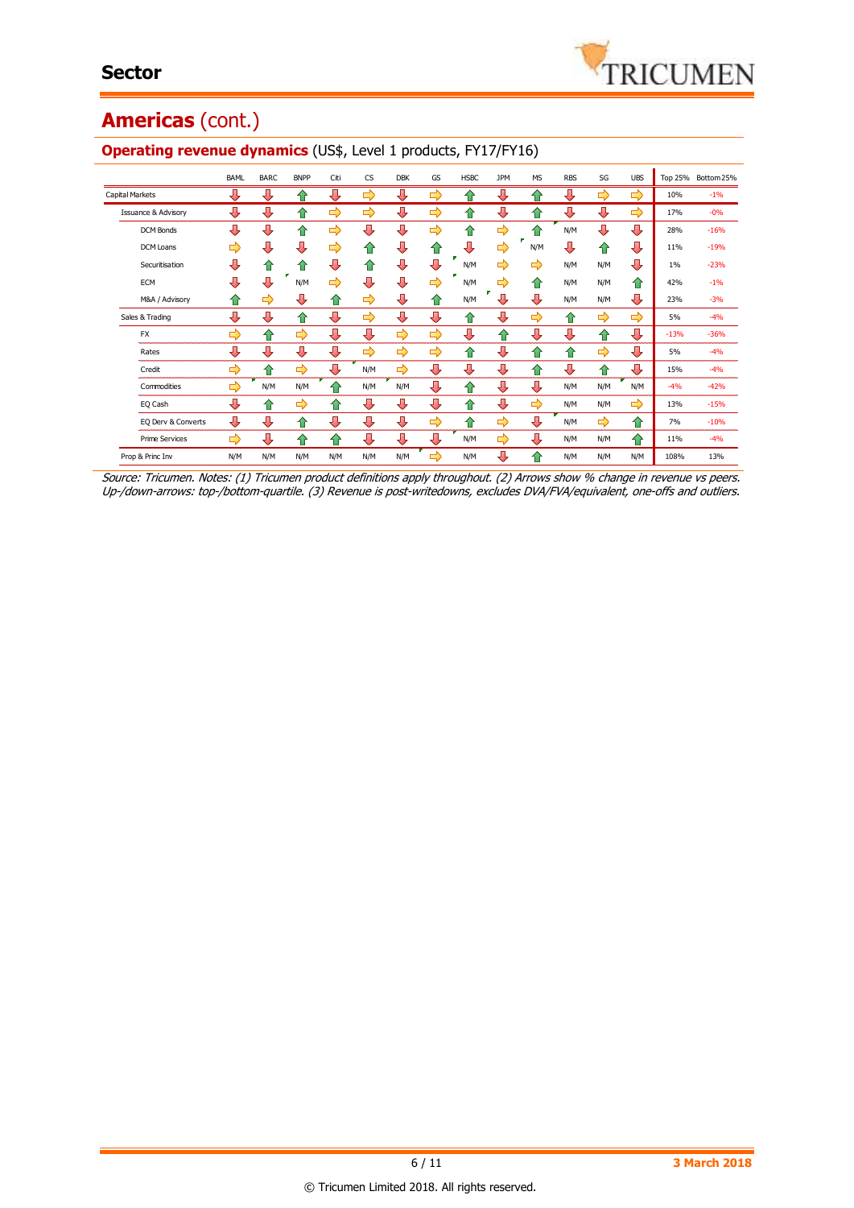## Americas (cont.)

### Operating revenue dynamics (US$, Level 1 products, FY17/FY16)

| | BAML | BARC | BNPP | Citi | CS | DBK | GS | HSBC | JPM | MS | RBS | SG | UBS | Top 25% | Bottom 25% |
|---|---|---|---|---|---|---|---|---|---|---|---|---|---|---|---|
| Capital Markets | ⇩ | ⇩ | ⇧ | ⇩ | ⇨ | ⇩ | ⇨ | ⇧ | ⇩ | ⇧ | ⇩ | ⇨ | ⇨ | 10% | -1% |
| Issuance & Advisory | ⇩ | ⇩ | ⇧ | ⇨ | ⇨ | ⇩ | ⇨ | ⇧ | ⇩ | ⇧ | ⇩ | ⇩ | ⇨ | 17% | -0% |
| DCM Bonds | ⇩ | ⇩ | ⇧ | ⇨ | ⇩ | ⇩ | ⇨ | ⇧ | ⇨ | ⇧ | N/M | ⇩ | ⇩ | 28% | -16% |
| DCM Loans | ⇨ | ⇩ | ⇩ | ⇨ | ⇧ | ⇩ | ⇧ | ⇩ | ⇨ | N/M | ⇩ | ⇧ | ⇩ | 11% | -19% |
| Securitisation | ⇩ | ⇧ | ⇧ | ⇩ | ⇧ | ⇩ | ⇩ | N/M | ⇨ | ⇨ | N/M | N/M | ⇩ | 1% | -23% |
| ECM | ⇩ | ⇩ | N/M | ⇨ | ⇩ | ⇩ | ⇨ | N/M | ⇨ | ⇧ | N/M | N/M | ⇧ | 42% | -1% |
| M&A / Advisory | ⇧ | ⇨ | ⇩ | ⇧ | ⇨ | ⇩ | ⇧ | N/M | ⇩ | ⇩ | N/M | N/M | ⇩ | 23% | -3% |
| Sales & Trading | ⇩ | ⇩ | ⇧ | ⇩ | ⇨ | ⇩ | ⇩ | ⇧ | ⇩ | ⇨ | ⇧ | ⇨ | ⇨ | 5% | -4% |
| FX | ⇨ | ⇧ | ⇨ | ⇩ | ⇩ | ⇨ | ⇨ | ⇩ | ⇧ | ⇩ | ⇩ | ⇧ | ⇩ | -13% | -36% |
| Rates | ⇩ | ⇩ | ⇩ | ⇩ | ⇨ | ⇨ | ⇨ | ⇧ | ⇩ | ⇧ | ⇧ | ⇨ | ⇩ | 5% | -4% |
| Credit | ⇨ | ⇧ | ⇨ | ⇩ | N/M | ⇨ | ⇩ | ⇩ | ⇩ | ⇧ | ⇩ | ⇧ | ⇩ | 15% | -4% |
| Commodities | ⇨ | N/M | N/M | ⇧ | N/M | N/M | ⇩ | ⇧ | ⇩ | ⇩ | N/M | N/M | N/M | -4% | -42% |
| EQ Cash | ⇩ | ⇧ | ⇨ | ⇧ | ⇩ | ⇩ | ⇩ | ⇧ | ⇩ | ⇨ | N/M | N/M | ⇨ | 13% | -15% |
| EQ Derv & Converts | ⇩ | ⇩ | ⇧ | ⇩ | ⇩ | ⇩ | ⇨ | ⇧ | ⇨ | ⇩ | N/M | ⇨ | ⇧ | 7% | -10% |
| Prime Services | ⇨ | ⇩ | ⇧ | ⇧ | ⇩ | ⇩ | ⇩ | N/M | ⇨ | ⇩ | N/M | N/M | ⇧ | 11% | -4% |
| Prop & Princ Inv | N/M | N/M | N/M | N/M | N/M | N/M | ⇨ | N/M | ⇩ | ⇧ | N/M | N/M | N/M | 108% | 13% |

*Source: Tricumen. Notes: (1) Tricumen product definitions apply throughout. (2) Arrows show % change in revenue vs peers. Up-/down-arrows: top-/bottom-quartile. (3) Revenue is post-writedowns, excludes DVA/FVA/equivalent, one-offs and outliers.*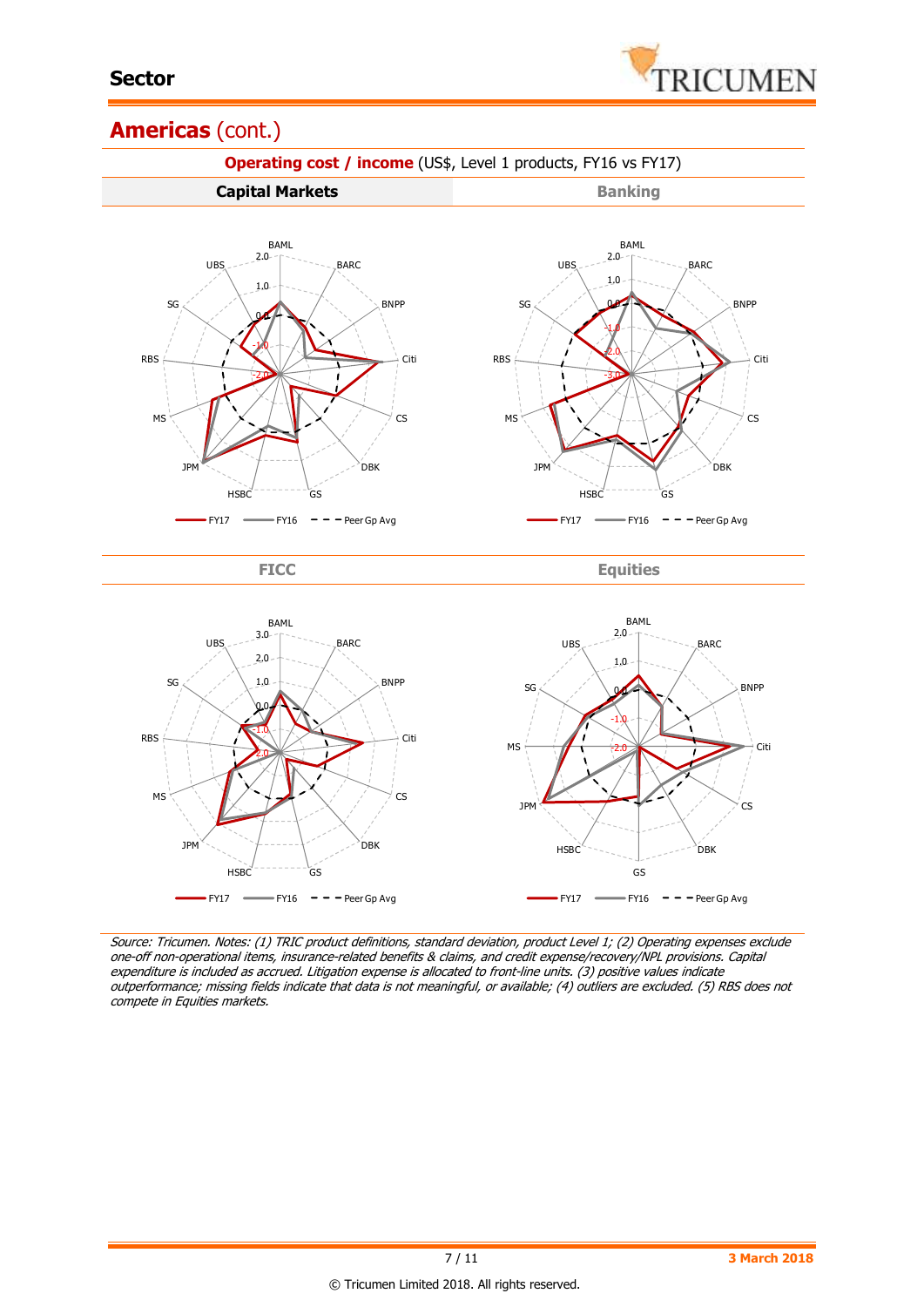## Americas (cont.)

**Operating cost / income** (US$, Level 1 products, FY16 vs FY17)

| Capital Markets | Banking |
| --- | --- |

BAML 2.0 1.0 0.0 -1.0 -2.0 BARC BNPP Citi CS DBK GS HSBC JPM MS RBS SG UBS

FY17 FY16 Peer Gp Avg

BAML 2.0 1.0 0.0 -1.0 -2.0 -3.0 BARC BNPP Citi CS DBK GS HSBC JPM MS RBS SG UBS

FY17 FY16 Peer Gp Avg

| FICC | Equities |
| --- | --- |

BAML 3.0 2.0 1.0 0.0 -1.0 -2.0 BARC BNPP Citi CS DBK GS HSBC JPM MS RBS SG UBS

FY17 FY16 Peer Gp Avg

BAML 2.0 1.0 0.0 -1.0 -2.0 BARC BNPP Citi CS DBK GS HSBC JPM MS SG UBS

FY17 FY16 Peer Gp Avg

*Source: Tricumen. Notes: (1) TRIC product definitions, standard deviation, product Level 1; (2) Operating expenses exclude one-off non-operational items, insurance-related benefits & claims, and credit expense/recovery/NPL provisions. Capital expenditure is included as accrued. Litigation expense is allocated to front-line units. (3) positive values indicate outperformance; missing fields indicate that data is not meaningful, or available; (4) outliers are excluded. (5) RBS does not compete in Equities markets.*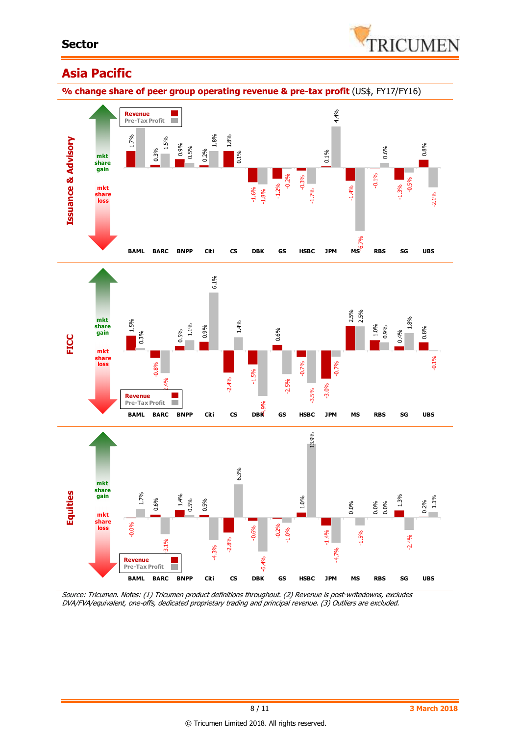## Asia Pacific

**% change share of peer group operating revenue & pre-tax profit** (US$, FY17/FY16)

**Issuance & Advisory**

| | BAML | BARC | BNPP | Citi | CS | DBK | GS | HSBC | JPM | MS | RBS | SG | UBS |
|---|---|---|---|---|---|---|---|---|---|---|---|---|---|
| Revenue | 1.7% | 0.3% | 0.9% | 0.2% | 1.8% | -1.6% | -1.2% | -0.3% | 0.1% | -1.4% | -0.1% | -1.3% | 0.8% |
| Pre-Tax Profit | | 1.5% | 0.5% | 1.8% | 0.1% | -1.8% | -0.2% | -1.7% | 4.4% | -6.7% | 0.6% | -0.5% | -2.1% |

**FICC**

| | BAML | BARC | BNPP | Citi | CS | DBK | GS | HSBC | JPM | MS | RBS | SG | UBS |
|---|---|---|---|---|---|---|---|---|---|---|---|---|---|
| Revenue | 1.5% | -0.8% | 0.5% | 0.9% | -2.4% | -1.5% | 0.6% | -0.7% | -3.0% | 2.5% | 1.0% | 0.4% | 0.8% |
| Pre-Tax Profit | 0.3% | -2.4% | 1.1% | 6.1% | 1.4% | -4.9% | -2.5% | -3.5% | -0.7% | 2.5% | 0.9% | 1.8% | -0.1% |

**Equities**

| | BAML | BARC | BNPP | Citi | CS | DBK | GS | HSBC | JPM | MS | RBS | SG | UBS |
|---|---|---|---|---|---|---|---|---|---|---|---|---|---|
| Revenue | -0.0% | 0.6% | 1.4% | 0.5% | -2.8% | -0.6% | -0.2% | 1.0% | -1.4% | 0.0% | 0.0% | 1.3% | 0.2% |
| Pre-Tax Profit | 1.7% | -3.1% | 0.5% | -4.3% | 6.3% | -6.4% | -1.0% | 13.9% | -4.7% | -1.5% | 0.0% | -2.4% | 1.1% |

*Source: Tricumen. Notes: (1) Tricumen product definitions throughout. (2) Revenue is post-writedowns, excludes DVA/FVA/equivalent, one-offs, dedicated proprietary trading and principal revenue. (3) Outliers are excluded.*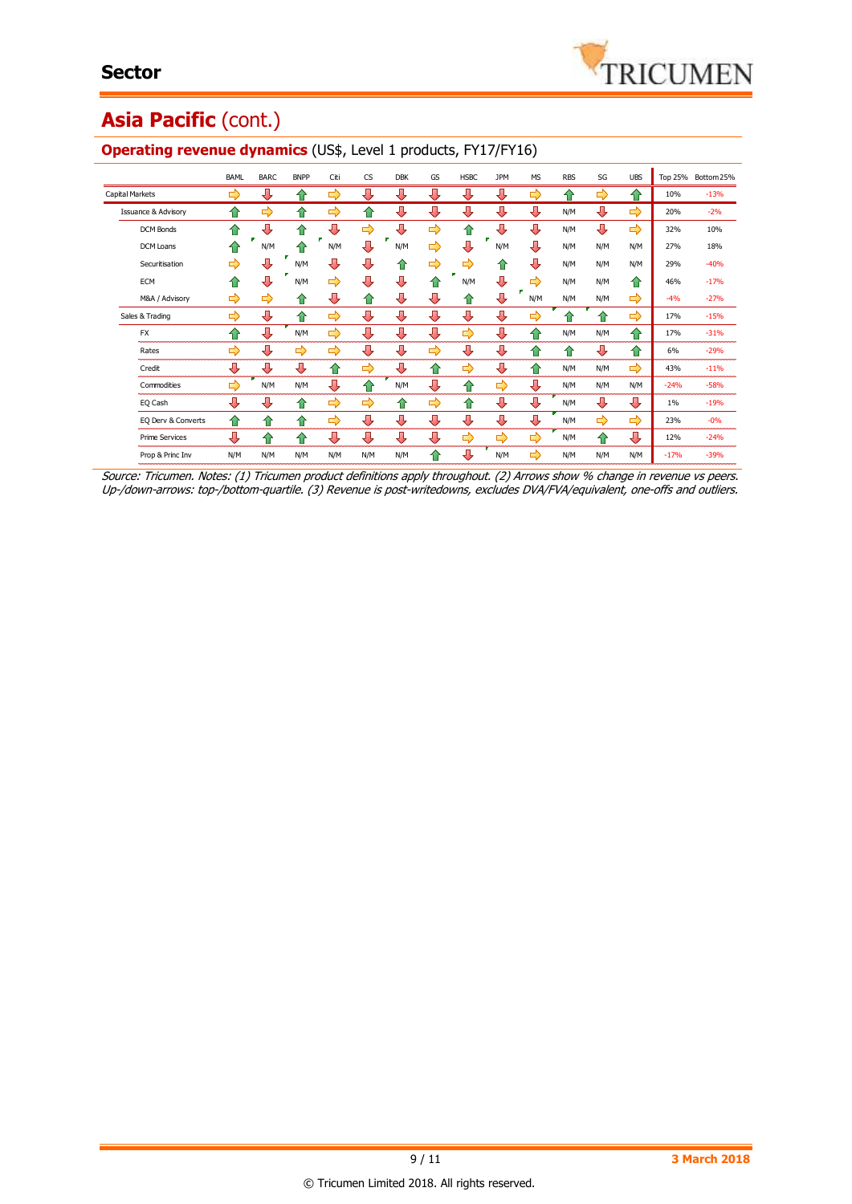# Asia Pacific (cont.)

## Operating revenue dynamics (US$, Level 1 products, FY17/FY16)

| | BAML | BARC | BNPP | Citi | CS | DBK | GS | HSBC | JPM | MS | RBS | SG | UBS | Top 25% | Bottom 25% |
|---|---|---|---|---|---|---|---|---|---|---|---|---|---|---|---|
| Capital Markets | → | ↓ | ↑ | → | ↓ | ↓ | ↓ | ↓ | ↓ | → | ↑ | → | ↑ | 10% | -13% |
| Issuance & Advisory | ↑ | → | ↑ | → | ↑ | ↓ | ↓ | ↓ | ↓ | ↓ | N/M | ↓ | → | 20% | -2% |
| DCM Bonds | ↑ | ↓ | ↑ | ↓ | → | ↓ | → | ↑ | ↓ | ↓ | N/M | ↓ | → | 32% | 10% |
| DCM Loans | ↑ | N/M | ↑ | N/M | ↓ | N/M | → | ↓ | N/M | ↓ | N/M | N/M | N/M | 27% | 18% |
| Securitisation | → | ↓ | N/M | ↓ | ↓ | ↑ | → | → | ↑ | ↓ | N/M | N/M | N/M | 29% | -40% |
| ECM | ↑ | ↓ | N/M | → | ↓ | ↓ | ↑ | N/M | ↓ | → | N/M | N/M | ↑ | 46% | -17% |
| M&A / Advisory | → | → | ↑ | ↓ | ↑ | ↓ | ↓ | ↑ | ↓ | N/M | N/M | N/M | → | -4% | -27% |
| Sales & Trading | → | ↓ | ↑ | → | ↓ | ↓ | ↓ | ↓ | ↓ | → | ↑ | ↑ | → | 17% | -15% |
| FX | ↑ | ↓ | N/M | → | ↓ | ↓ | ↓ | → | ↓ | ↑ | N/M | N/M | ↑ | 17% | -31% |
| Rates | → | ↓ | → | → | ↓ | ↓ | → | ↓ | ↓ | ↑ | ↑ | ↓ | ↑ | 6% | -29% |
| Credit | ↓ | ↓ | ↓ | ↑ | → | ↓ | ↑ | → | ↓ | ↑ | N/M | N/M | → | 43% | -11% |
| Commodities | → | N/M | N/M | ↓ | ↑ | N/M | ↓ | ↑ | → | ↓ | N/M | N/M | N/M | -24% | -58% |
| EQ Cash | ↓ | ↓ | ↑ | → | → | ↑ | → | ↑ | ↓ | ↓ | N/M | ↓ | ↓ | 1% | -19% |
| EQ Derv & Converts | ↑ | ↑ | ↑ | → | ↓ | ↓ | ↓ | ↓ | ↓ | ↓ | N/M | → | → | 23% | -0% |
| Prime Services | ↓ | ↑ | ↑ | ↓ | ↓ | ↓ | ↓ | → | → | → | N/M | ↑ | ↓ | 12% | -24% |
| Prop & Princ Inv | N/M | N/M | N/M | N/M | N/M | N/M | ↑ | ↓ | N/M | → | N/M | N/M | N/M | -17% | -39% |

*Source: Tricumen. Notes: (1) Tricumen product definitions apply throughout. (2) Arrows show % change in revenue vs peers. Up-/down-arrows: top-/bottom-quartile. (3) Revenue is post-writedowns, excludes DVA/FVA/equivalent, one-offs and outliers.*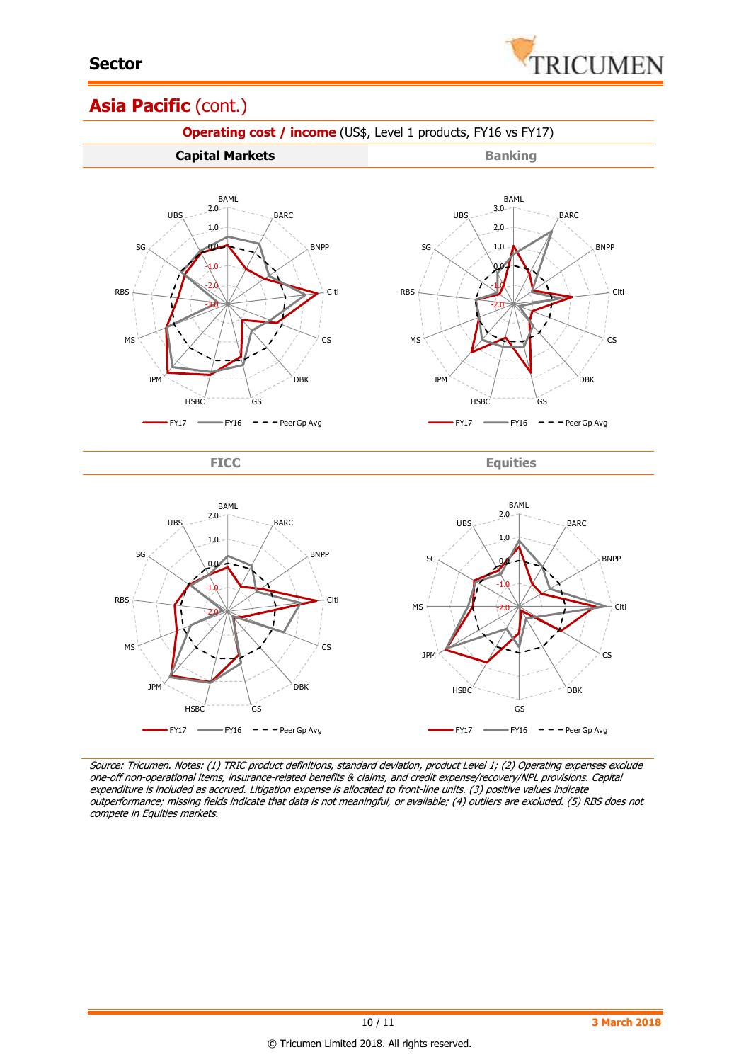# Sector

## Asia Pacific (cont.)

**Operating cost / income** (US$, Level 1 products, FY16 vs FY17)

**Capital Markets** | Banking

BAML, BARC, BNPP, Citi, CS, DBK, GS, HSBC, JPM, MS, RBS, SG, UBS

FY17 — FY16 — Peer Gp Avg

FICC | Equities

FY17 — FY16 — Peer Gp Avg

*Source: Tricumen. Notes: (1) TRIC product definitions, standard deviation, product Level 1; (2) Operating expenses exclude one-off non-operational items, insurance-related benefits & claims, and credit expense/recovery/NPL provisions. Capital expenditure is included as accrued. Litigation expense is allocated to front-line units. (3) positive values indicate outperformance; missing fields indicate that data is not meaningful, or available; (4) outliers are excluded. (5) RBS does not compete in Equities markets.*

3 March 2018

© Tricumen Limited 2018. All rights reserved.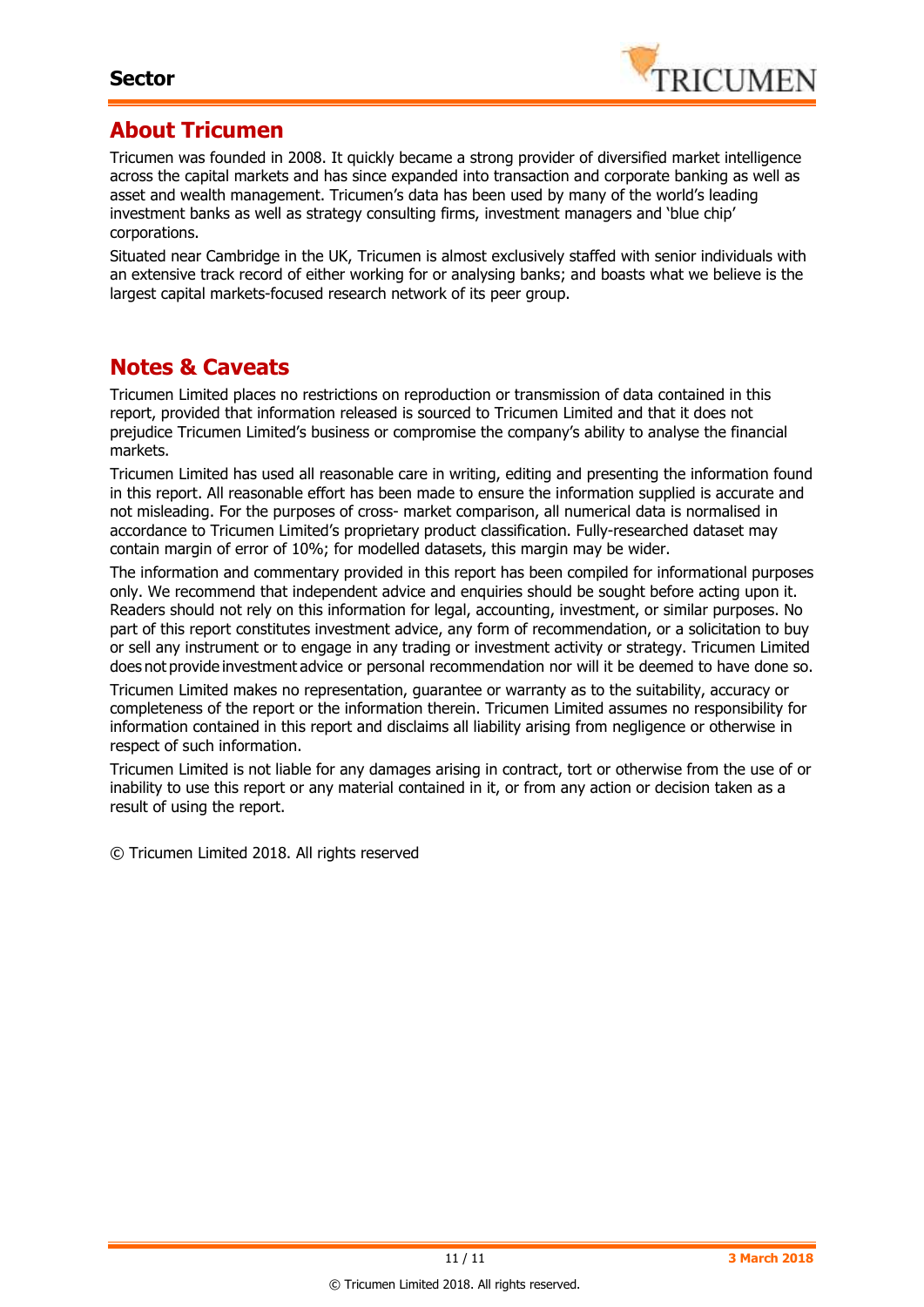## About Tricumen

Tricumen was founded in 2008. It quickly became a strong provider of diversified market intelligence across the capital markets and has since expanded into transaction and corporate banking as well as asset and wealth management. Tricumen's data has been used by many of the world's leading investment banks as well as strategy consulting firms, investment managers and 'blue chip' corporations.

Situated near Cambridge in the UK, Tricumen is almost exclusively staffed with senior individuals with an extensive track record of either working for or analysing banks; and boasts what we believe is the largest capital markets-focused research network of its peer group.

## Notes & Caveats

Tricumen Limited places no restrictions on reproduction or transmission of data contained in this report, provided that information released is sourced to Tricumen Limited and that it does not prejudice Tricumen Limited's business or compromise the company's ability to analyse the financial markets.

Tricumen Limited has used all reasonable care in writing, editing and presenting the information found in this report. All reasonable effort has been made to ensure the information supplied is accurate and not misleading. For the purposes of cross- market comparison, all numerical data is normalised in accordance to Tricumen Limited's proprietary product classification. Fully-researched dataset may contain margin of error of 10%; for modelled datasets, this margin may be wider.

The information and commentary provided in this report has been compiled for informational purposes only. We recommend that independent advice and enquiries should be sought before acting upon it. Readers should not rely on this information for legal, accounting, investment, or similar purposes. No part of this report constitutes investment advice, any form of recommendation, or a solicitation to buy or sell any instrument or to engage in any trading or investment activity or strategy. Tricumen Limited does not provide investment advice or personal recommendation nor will it be deemed to have done so.

Tricumen Limited makes no representation, guarantee or warranty as to the suitability, accuracy or completeness of the report or the information therein. Tricumen Limited assumes no responsibility for information contained in this report and disclaims all liability arising from negligence or otherwise in respect of such information.

Tricumen Limited is not liable for any damages arising in contract, tort or otherwise from the use of or inability to use this report or any material contained in it, or from any action or decision taken as a result of using the report.

© Tricumen Limited 2018. All rights reserved